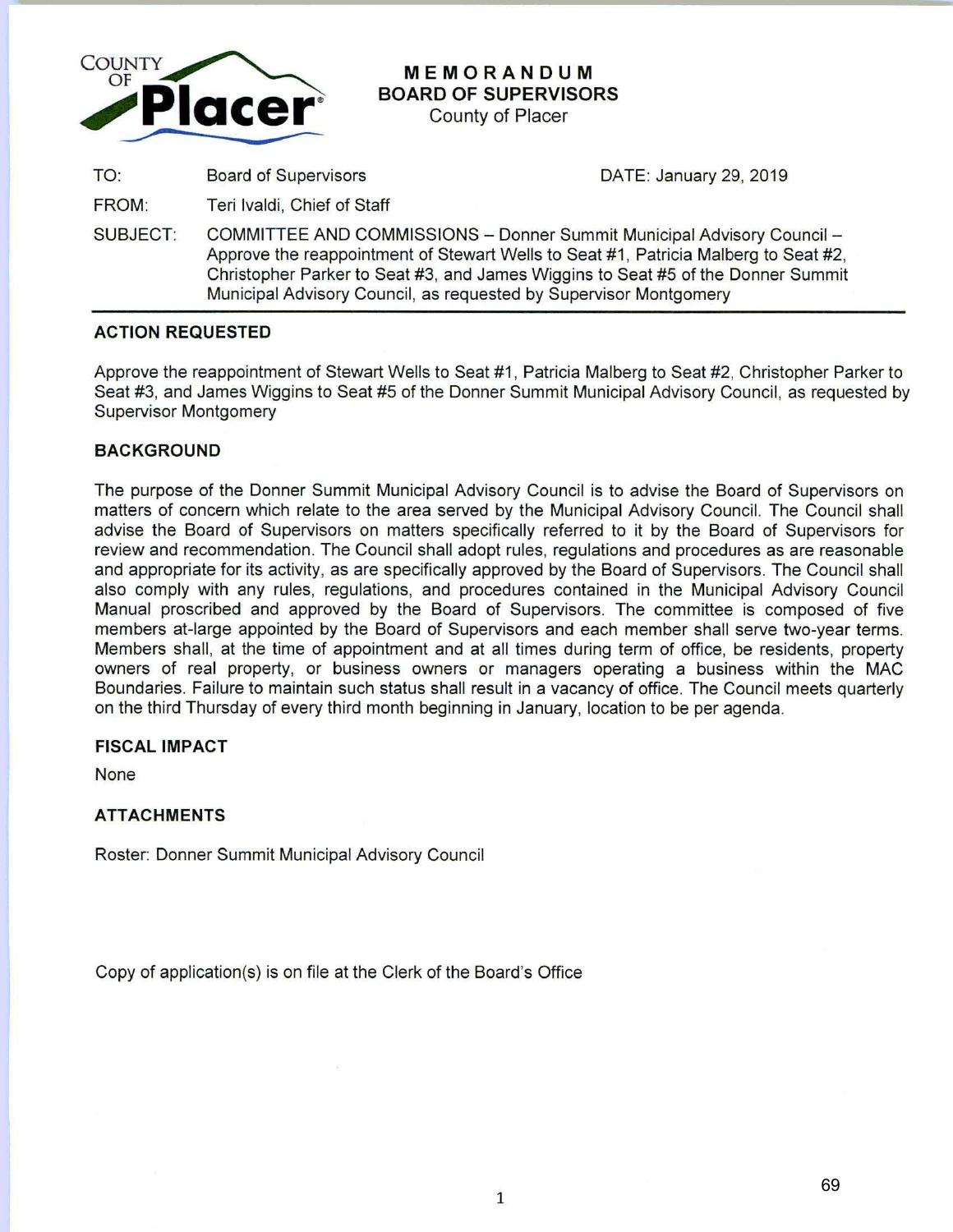COUNTY OF **Placer**

# MEMORANDUM
## BOARD OF SUPERVISORS
County of Placer

| | | |
|---|---|---|
| TO: | Board of Supervisors | DATE: January 29, 2019 |
| FROM: | Teri Ivaldi, Chief of Staff | |
| SUBJECT: | COMMITTEE AND COMMISSIONS – Donner Summit Municipal Advisory Council – Approve the reappointment of Stewart Wells to Seat #1, Patricia Malberg to Seat #2, Christopher Parker to Seat #3, and James Wiggins to Seat #5 of the Donner Summit Municipal Advisory Council, as requested by Supervisor Montgomery | |

### ACTION REQUESTED

Approve the reappointment of Stewart Wells to Seat #1, Patricia Malberg to Seat #2, Christopher Parker to Seat #3, and James Wiggins to Seat #5 of the Donner Summit Municipal Advisory Council, as requested by Supervisor Montgomery

### BACKGROUND

The purpose of the Donner Summit Municipal Advisory Council is to advise the Board of Supervisors on matters of concern which relate to the area served by the Municipal Advisory Council. The Council shall advise the Board of Supervisors on matters specifically referred to it by the Board of Supervisors for review and recommendation. The Council shall adopt rules, regulations and procedures as are reasonable and appropriate for its activity, as are specifically approved by the Board of Supervisors. The Council shall also comply with any rules, regulations, and procedures contained in the Municipal Advisory Council Manual proscribed and approved by the Board of Supervisors. The committee is composed of five members at-large appointed by the Board of Supervisors and each member shall serve two-year terms. Members shall, at the time of appointment and at all times during term of office, be residents, property owners of real property, or business owners or managers operating a business within the MAC Boundaries. Failure to maintain such status shall result in a vacancy of office. The Council meets quarterly on the third Thursday of every third month beginning in January, location to be per agenda.

### FISCAL IMPACT

None

### ATTACHMENTS

Roster: Donner Summit Municipal Advisory Council

Copy of application(s) is on file at the Clerk of the Board's Office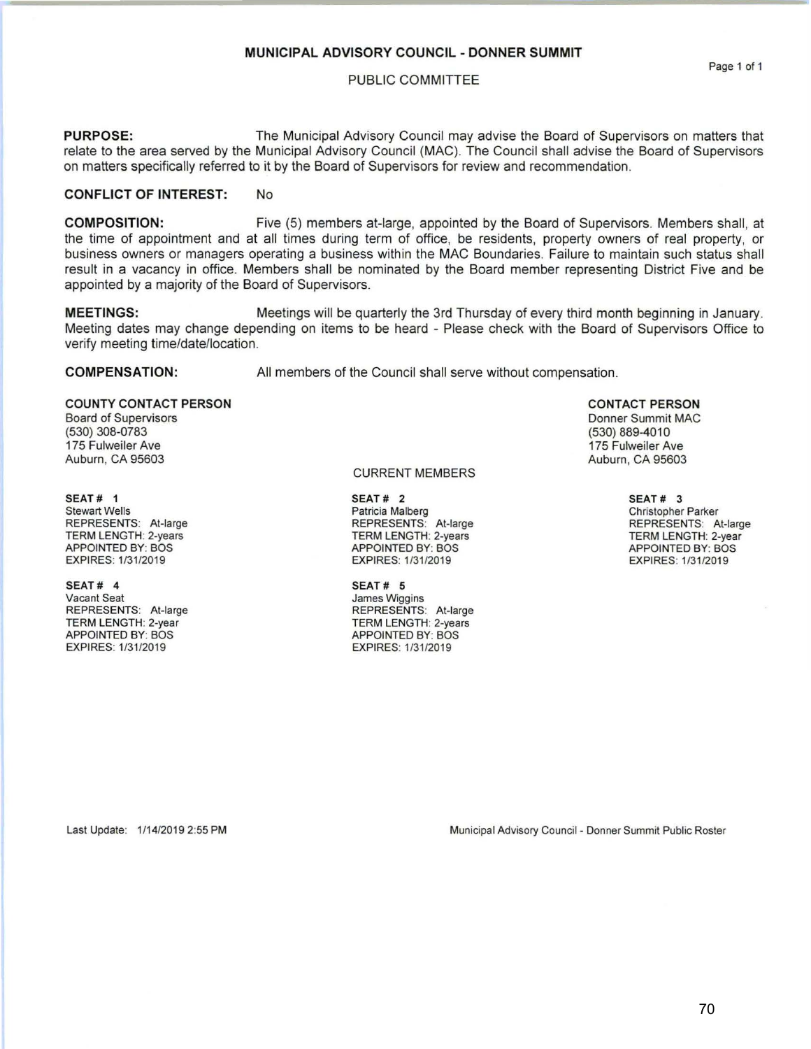# MUNICIPAL ADVISORY COUNCIL - DONNER SUMMIT

## PUBLIC COMMITTEE

**PURPOSE:** The Municipal Advisory Council may advise the Board of Supervisors on matters that relate to the area served by the Municipal Advisory Council (MAC). The Council shall advise the Board of Supervisors on matters specifically referred to it by the Board of Supervisors for review and recommendation.

**CONFLICT OF INTEREST:** No

**COMPOSITION:** Five (5) members at-large, appointed by the Board of Supervisors. Members shall, at the time of appointment and at all times during term of office, be residents, property owners of real property, or business owners or managers operating a business within the MAC Boundaries. Failure to maintain such status shall result in a vacancy in office. Members shall be nominated by the Board member representing District Five and be appointed by a majority of the Board of Supervisors.

**MEETINGS:** Meetings will be quarterly the 3rd Thursday of every third month beginning in January. Meeting dates may change depending on items to be heard - Please check with the Board of Supervisors Office to verify meeting time/date/location.

**COMPENSATION:** All members of the Council shall serve without compensation.

**COUNTY CONTACT PERSON**
Board of Supervisors
(530) 308-0783
175 Fulweiler Ave
Auburn, CA 95603

**CONTACT PERSON**
Donner Summit MAC
(530) 889-4010
175 Fulweiler Ave
Auburn, CA 95603

### CURRENT MEMBERS

**SEAT # 1**
Stewart Wells
REPRESENTS: At-large
TERM LENGTH: 2-years
APPOINTED BY: BOS
EXPIRES: 1/31/2019

**SEAT # 2**
Patricia Malberg
REPRESENTS: At-large
TERM LENGTH: 2-years
APPOINTED BY: BOS
EXPIRES: 1/31/2019

**SEAT # 3**
Christopher Parker
REPRESENTS: At-large
TERM LENGTH: 2-year
APPOINTED BY: BOS
EXPIRES: 1/31/2019

**SEAT # 4**
Vacant Seat
REPRESENTS: At-large
TERM LENGTH: 2-year
APPOINTED BY: BOS
EXPIRES: 1/31/2019

**SEAT # 5**
James Wiggins
REPRESENTS: At-large
TERM LENGTH: 2-years
APPOINTED BY: BOS
EXPIRES: 1/31/2019

Last Update: 1/14/2019 2:55 PM

Municipal Advisory Council - Donner Summit Public Roster